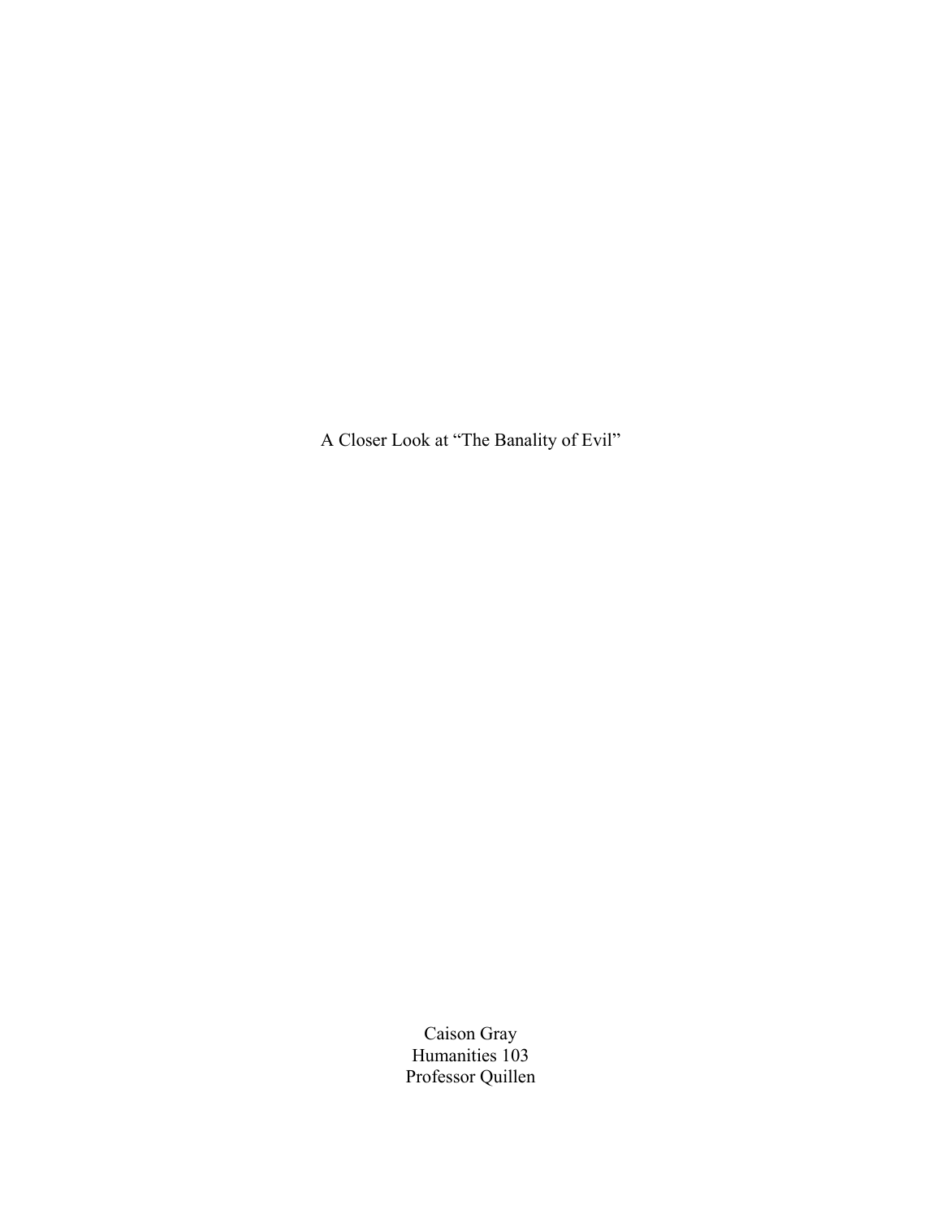# A Closer Look at "The Banality of Evil"

Caison Gray
Humanities 103
Professor Quillen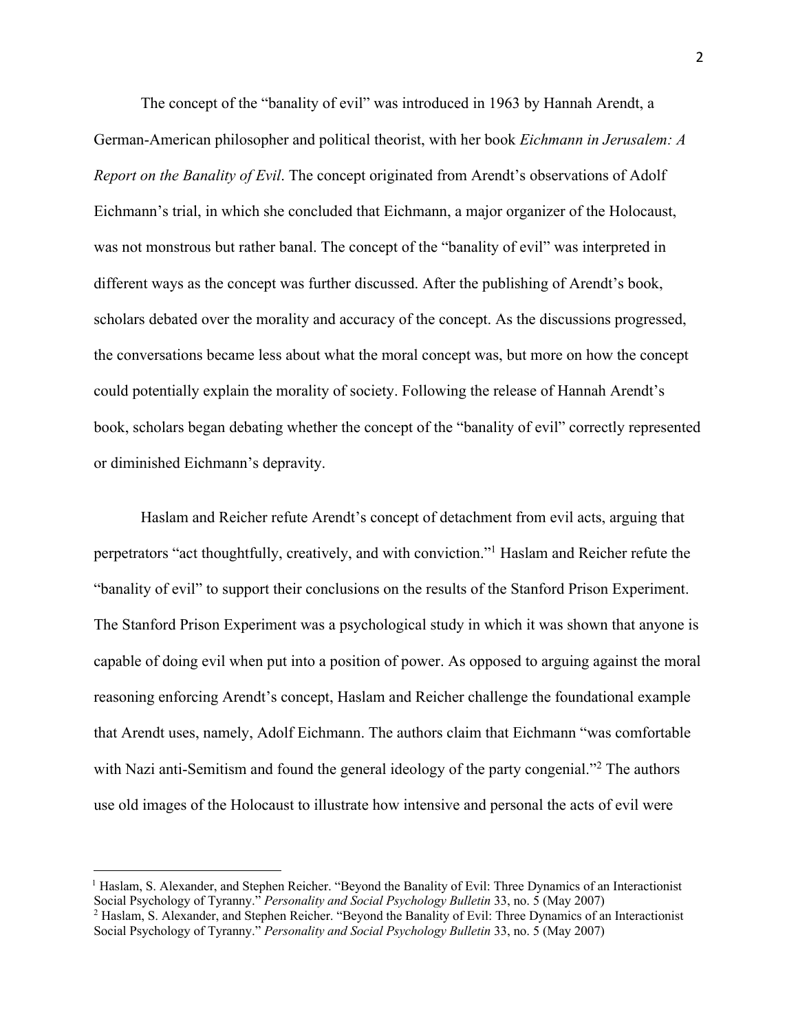The concept of the "banality of evil" was introduced in 1963 by Hannah Arendt, a German-American philosopher and political theorist, with her book *Eichmann in Jerusalem: A Report on the Banality of Evil*. The concept originated from Arendt's observations of Adolf Eichmann's trial, in which she concluded that Eichmann, a major organizer of the Holocaust, was not monstrous but rather banal. The concept of the "banality of evil" was interpreted in different ways as the concept was further discussed. After the publishing of Arendt's book, scholars debated over the morality and accuracy of the concept. As the discussions progressed, the conversations became less about what the moral concept was, but more on how the concept could potentially explain the morality of society. Following the release of Hannah Arendt's book, scholars began debating whether the concept of the "banality of evil" correctly represented or diminished Eichmann's depravity.

Haslam and Reicher refute Arendt's concept of detachment from evil acts, arguing that perpetrators "act thoughtfully, creatively, and with conviction."[1] Haslam and Reicher refute the "banality of evil" to support their conclusions on the results of the Stanford Prison Experiment. The Stanford Prison Experiment was a psychological study in which it was shown that anyone is capable of doing evil when put into a position of power. As opposed to arguing against the moral reasoning enforcing Arendt's concept, Haslam and Reicher challenge the foundational example that Arendt uses, namely, Adolf Eichmann. The authors claim that Eichmann "was comfortable with Nazi anti-Semitism and found the general ideology of the party congenial."[2] The authors use old images of the Holocaust to illustrate how intensive and personal the acts of evil were

[1] Haslam, S. Alexander, and Stephen Reicher. "Beyond the Banality of Evil: Three Dynamics of an Interactionist Social Psychology of Tyranny." *Personality and Social Psychology Bulletin* 33, no. 5 (May 2007)

[2] Haslam, S. Alexander, and Stephen Reicher. "Beyond the Banality of Evil: Three Dynamics of an Interactionist Social Psychology of Tyranny." *Personality and Social Psychology Bulletin* 33, no. 5 (May 2007)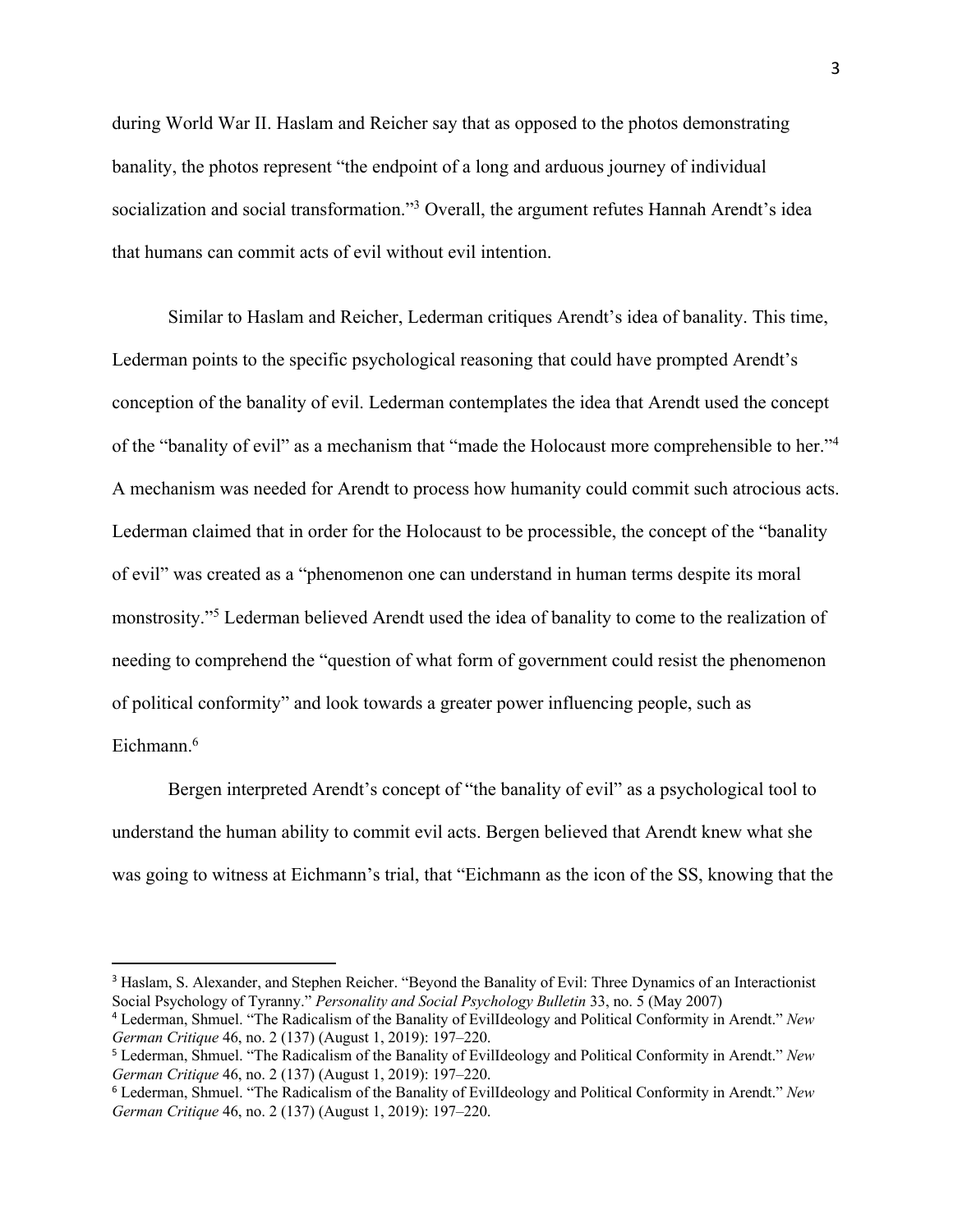during World War II. Haslam and Reicher say that as opposed to the photos demonstrating banality, the photos represent "the endpoint of a long and arduous journey of individual socialization and social transformation."[3] Overall, the argument refutes Hannah Arendt's idea that humans can commit acts of evil without evil intention.

Similar to Haslam and Reicher, Lederman critiques Arendt's idea of banality. This time, Lederman points to the specific psychological reasoning that could have prompted Arendt's conception of the banality of evil. Lederman contemplates the idea that Arendt used the concept of the "banality of evil" as a mechanism that "made the Holocaust more comprehensible to her."[4] A mechanism was needed for Arendt to process how humanity could commit such atrocious acts. Lederman claimed that in order for the Holocaust to be processible, the concept of the "banality of evil" was created as a "phenomenon one can understand in human terms despite its moral monstrosity."[5] Lederman believed Arendt used the idea of banality to come to the realization of needing to comprehend the "question of what form of government could resist the phenomenon of political conformity" and look towards a greater power influencing people, such as Eichmann.[6]

Bergen interpreted Arendt's concept of "the banality of evil" as a psychological tool to understand the human ability to commit evil acts. Bergen believed that Arendt knew what she was going to witness at Eichmann's trial, that "Eichmann as the icon of the SS, knowing that the

---

[3] Haslam, S. Alexander, and Stephen Reicher. "Beyond the Banality of Evil: Three Dynamics of an Interactionist Social Psychology of Tyranny." *Personality and Social Psychology Bulletin* 33, no. 5 (May 2007)

[4] Lederman, Shmuel. "The Radicalism of the Banality of EvilIdeology and Political Conformity in Arendt." *New German Critique* 46, no. 2 (137) (August 1, 2019): 197–220.

[5] Lederman, Shmuel. "The Radicalism of the Banality of EvilIdeology and Political Conformity in Arendt." *New German Critique* 46, no. 2 (137) (August 1, 2019): 197–220.

[6] Lederman, Shmuel. "The Radicalism of the Banality of EvilIdeology and Political Conformity in Arendt." *New German Critique* 46, no. 2 (137) (August 1, 2019): 197–220.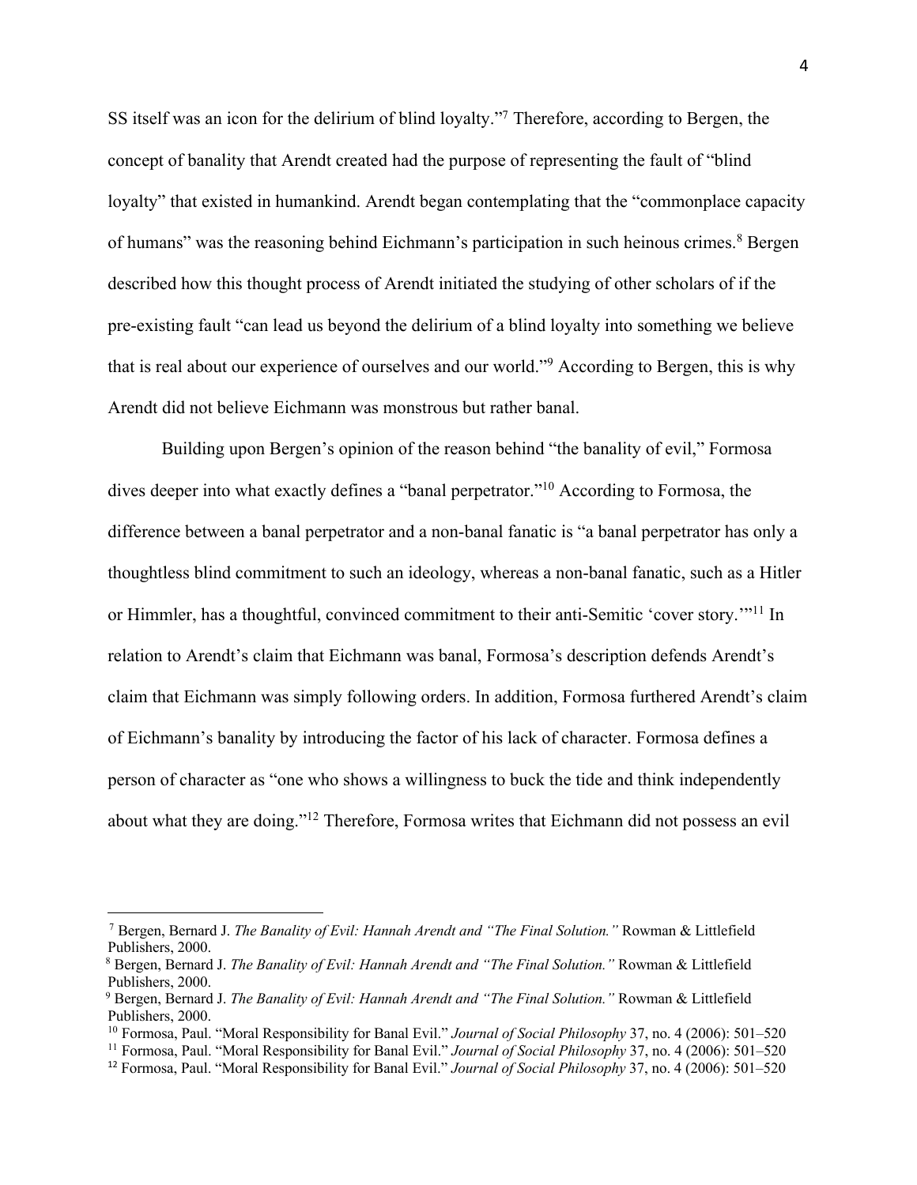SS itself was an icon for the delirium of blind loyalty."[7] Therefore, according to Bergen, the concept of banality that Arendt created had the purpose of representing the fault of "blind loyalty" that existed in humankind. Arendt began contemplating that the "commonplace capacity of humans" was the reasoning behind Eichmann's participation in such heinous crimes.[8] Bergen described how this thought process of Arendt initiated the studying of other scholars of if the pre-existing fault "can lead us beyond the delirium of a blind loyalty into something we believe that is real about our experience of ourselves and our world."[9] According to Bergen, this is why Arendt did not believe Eichmann was monstrous but rather banal.

Building upon Bergen's opinion of the reason behind "the banality of evil," Formosa dives deeper into what exactly defines a "banal perpetrator."[10] According to Formosa, the difference between a banal perpetrator and a non-banal fanatic is "a banal perpetrator has only a thoughtless blind commitment to such an ideology, whereas a non-banal fanatic, such as a Hitler or Himmler, has a thoughtful, convinced commitment to their anti-Semitic 'cover story.'"[11] In relation to Arendt's claim that Eichmann was banal, Formosa's description defends Arendt's claim that Eichmann was simply following orders. In addition, Formosa furthered Arendt's claim of Eichmann's banality by introducing the factor of his lack of character. Formosa defines a person of character as "one who shows a willingness to buck the tide and think independently about what they are doing."[12] Therefore, Formosa writes that Eichmann did not possess an evil

---

[7] Bergen, Bernard J. *The Banality of Evil: Hannah Arendt and "The Final Solution."* Rowman & Littlefield Publishers, 2000.

[8] Bergen, Bernard J. *The Banality of Evil: Hannah Arendt and "The Final Solution."* Rowman & Littlefield Publishers, 2000.

[9] Bergen, Bernard J. *The Banality of Evil: Hannah Arendt and "The Final Solution."* Rowman & Littlefield Publishers, 2000.

[10] Formosa, Paul. "Moral Responsibility for Banal Evil." *Journal of Social Philosophy* 37, no. 4 (2006): 501–520

[11] Formosa, Paul. "Moral Responsibility for Banal Evil." *Journal of Social Philosophy* 37, no. 4 (2006): 501–520

[12] Formosa, Paul. "Moral Responsibility for Banal Evil." *Journal of Social Philosophy* 37, no. 4 (2006): 501–520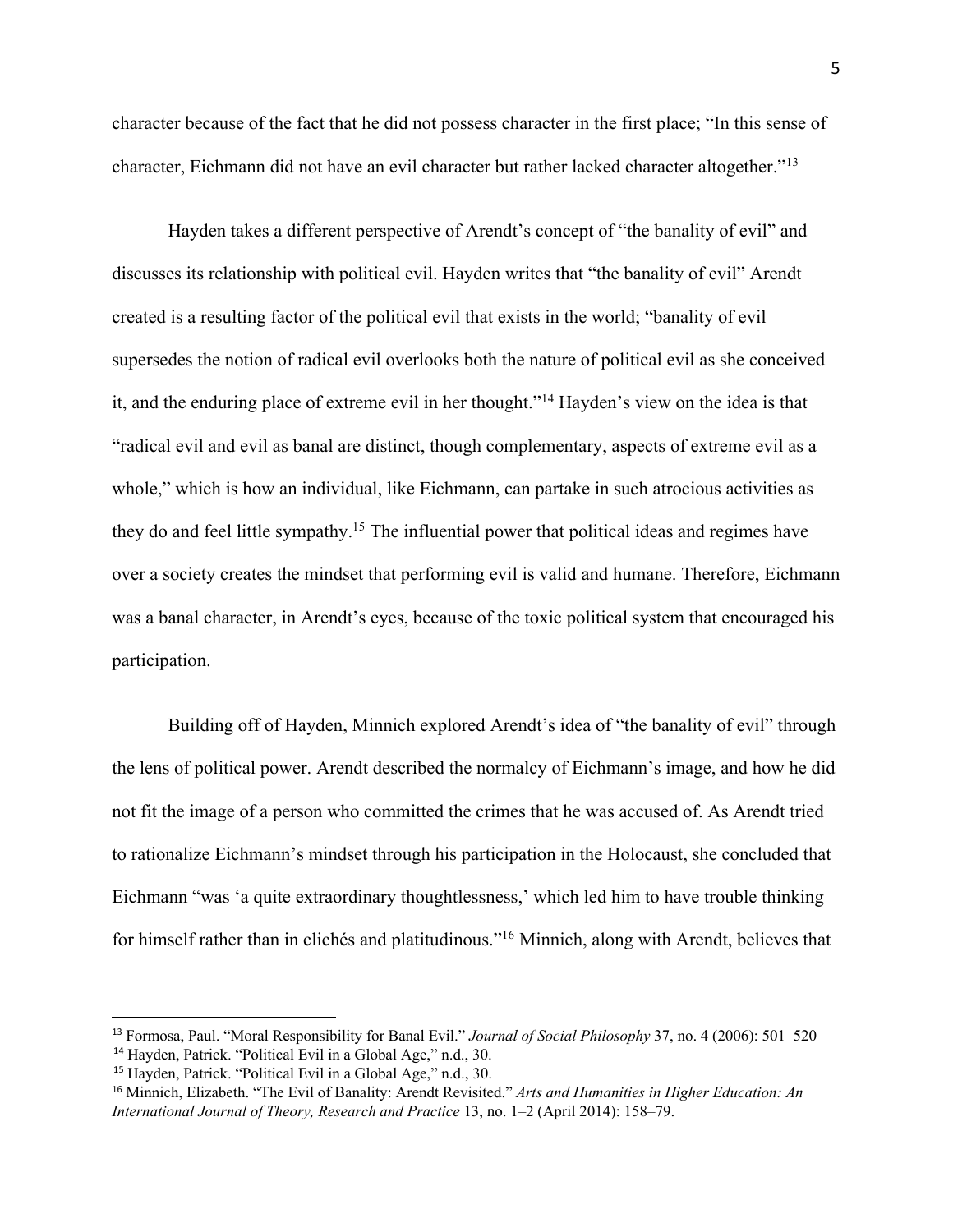character because of the fact that he did not possess character in the first place; "In this sense of character, Eichmann did not have an evil character but rather lacked character altogether."[13]

Hayden takes a different perspective of Arendt's concept of "the banality of evil" and discusses its relationship with political evil. Hayden writes that "the banality of evil" Arendt created is a resulting factor of the political evil that exists in the world; "banality of evil supersedes the notion of radical evil overlooks both the nature of political evil as she conceived it, and the enduring place of extreme evil in her thought."[14] Hayden's view on the idea is that "radical evil and evil as banal are distinct, though complementary, aspects of extreme evil as a whole," which is how an individual, like Eichmann, can partake in such atrocious activities as they do and feel little sympathy.[15] The influential power that political ideas and regimes have over a society creates the mindset that performing evil is valid and humane. Therefore, Eichmann was a banal character, in Arendt's eyes, because of the toxic political system that encouraged his participation.

Building off of Hayden, Minnich explored Arendt's idea of "the banality of evil" through the lens of political power. Arendt described the normalcy of Eichmann's image, and how he did not fit the image of a person who committed the crimes that he was accused of. As Arendt tried to rationalize Eichmann's mindset through his participation in the Holocaust, she concluded that Eichmann "was 'a quite extraordinary thoughtlessness,' which led him to have trouble thinking for himself rather than in clichés and platitudinous."[16] Minnich, along with Arendt, believes that

---

[13] Formosa, Paul. "Moral Responsibility for Banal Evil." *Journal of Social Philosophy* 37, no. 4 (2006): 501–520

[14] Hayden, Patrick. "Political Evil in a Global Age," n.d., 30.

[15] Hayden, Patrick. "Political Evil in a Global Age," n.d., 30.

[16] Minnich, Elizabeth. "The Evil of Banality: Arendt Revisited." *Arts and Humanities in Higher Education: An International Journal of Theory, Research and Practice* 13, no. 1–2 (April 2014): 158–79.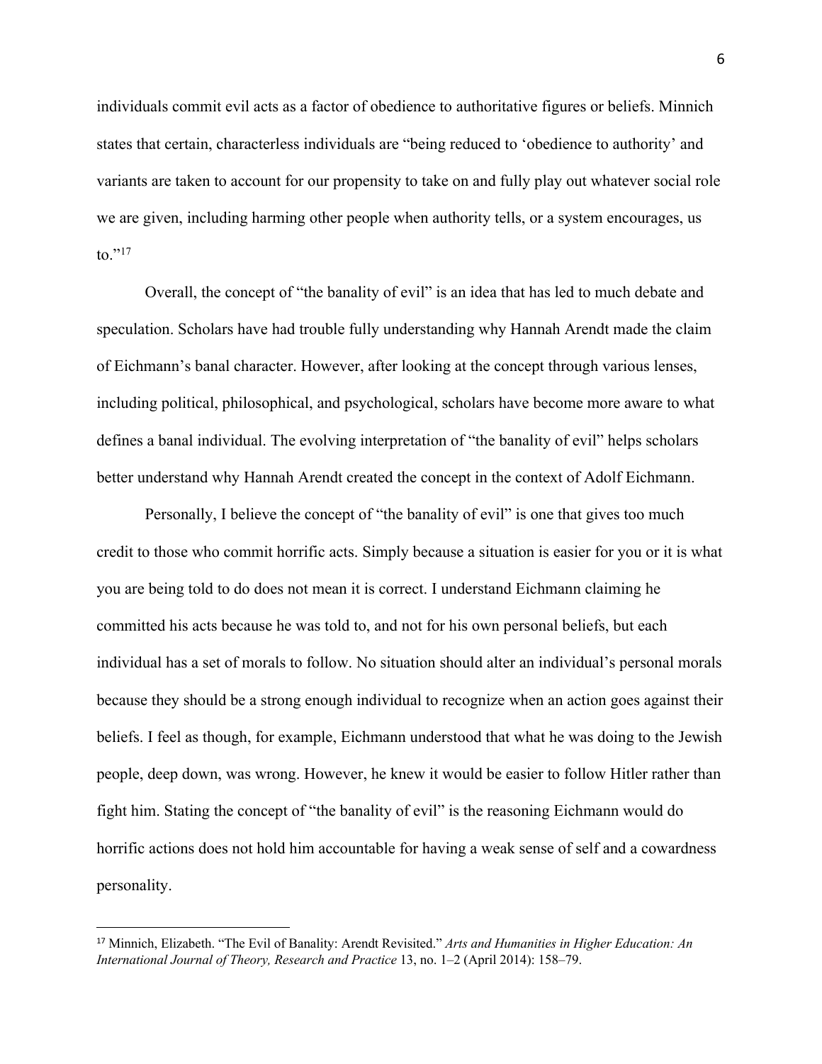individuals commit evil acts as a factor of obedience to authoritative figures or beliefs. Minnich states that certain, characterless individuals are "being reduced to 'obedience to authority' and variants are taken to account for our propensity to take on and fully play out whatever social role we are given, including harming other people when authority tells, or a system encourages, us to."[17]

Overall, the concept of "the banality of evil" is an idea that has led to much debate and speculation. Scholars have had trouble fully understanding why Hannah Arendt made the claim of Eichmann's banal character. However, after looking at the concept through various lenses, including political, philosophical, and psychological, scholars have become more aware to what defines a banal individual. The evolving interpretation of "the banality of evil" helps scholars better understand why Hannah Arendt created the concept in the context of Adolf Eichmann.

Personally, I believe the concept of "the banality of evil" is one that gives too much credit to those who commit horrific acts. Simply because a situation is easier for you or it is what you are being told to do does not mean it is correct. I understand Eichmann claiming he committed his acts because he was told to, and not for his own personal beliefs, but each individual has a set of morals to follow. No situation should alter an individual's personal morals because they should be a strong enough individual to recognize when an action goes against their beliefs. I feel as though, for example, Eichmann understood that what he was doing to the Jewish people, deep down, was wrong. However, he knew it would be easier to follow Hitler rather than fight him. Stating the concept of "the banality of evil" is the reasoning Eichmann would do horrific actions does not hold him accountable for having a weak sense of self and a cowardness personality.

---

[17] Minnich, Elizabeth. "The Evil of Banality: Arendt Revisited." *Arts and Humanities in Higher Education: An International Journal of Theory, Research and Practice* 13, no. 1–2 (April 2014): 158–79.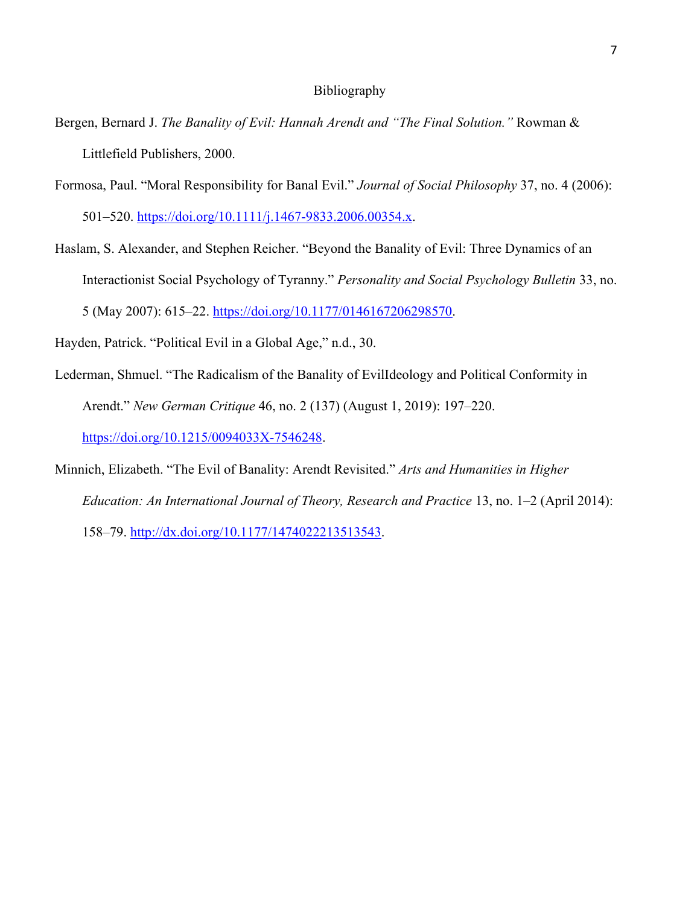# Bibliography

Bergen, Bernard J. *The Banality of Evil: Hannah Arendt and "The Final Solution."* Rowman & Littlefield Publishers, 2000.

Formosa, Paul. "Moral Responsibility for Banal Evil." *Journal of Social Philosophy* 37, no. 4 (2006): 501–520. https://doi.org/10.1111/j.1467-9833.2006.00354.x.

Haslam, S. Alexander, and Stephen Reicher. "Beyond the Banality of Evil: Three Dynamics of an Interactionist Social Psychology of Tyranny." *Personality and Social Psychology Bulletin* 33, no. 5 (May 2007): 615–22. https://doi.org/10.1177/0146167206298570.

Hayden, Patrick. "Political Evil in a Global Age," n.d., 30.

Lederman, Shmuel. "The Radicalism of the Banality of EvilIdeology and Political Conformity in Arendt." *New German Critique* 46, no. 2 (137) (August 1, 2019): 197–220. https://doi.org/10.1215/0094033X-7546248.

Minnich, Elizabeth. "The Evil of Banality: Arendt Revisited." *Arts and Humanities in Higher Education: An International Journal of Theory, Research and Practice* 13, no. 1–2 (April 2014): 158–79. http://dx.doi.org/10.1177/1474022213513543.